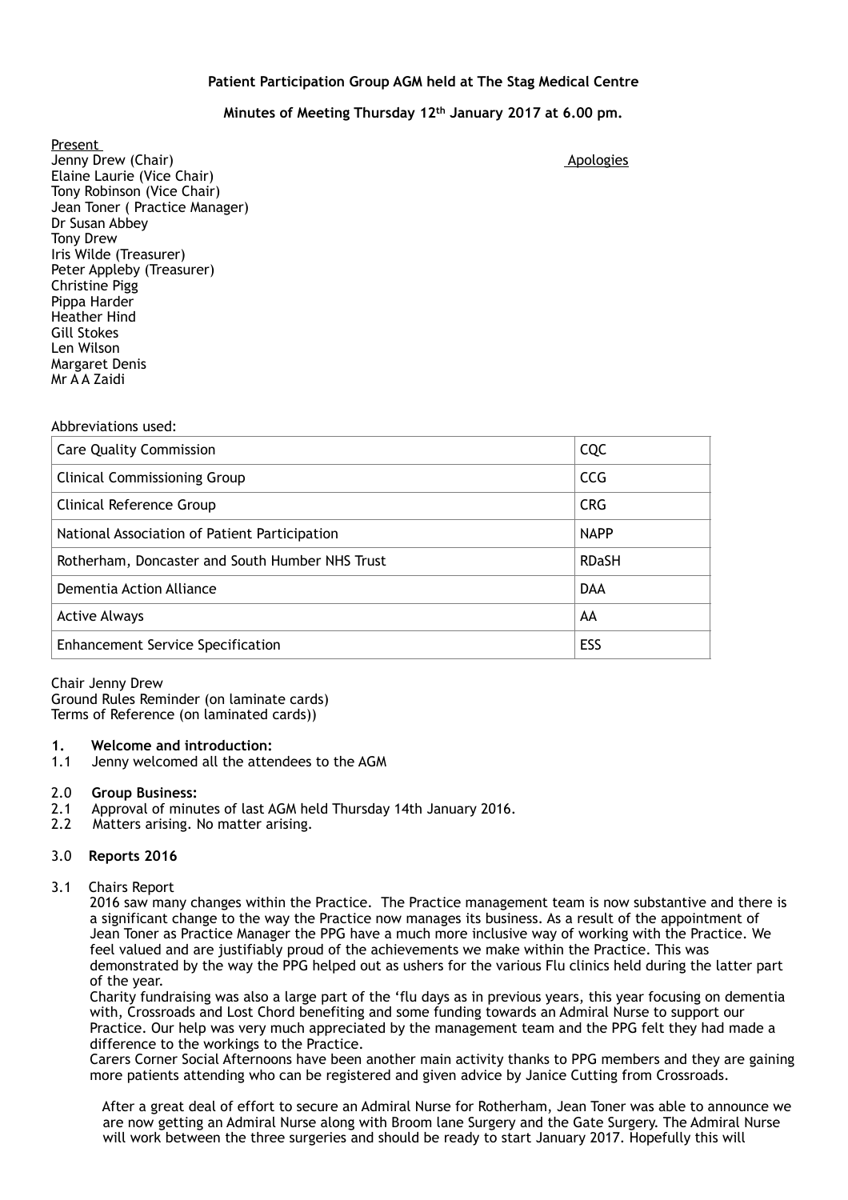**Patient Participation Group AGM held at The Stag Medical Centre**

**Minutes of Meeting Thursday 12th January 2017 at 6.00 pm.**

Present

Jenny Drew (Chair)
Elaine Laurie (Vice Chair)
Tony Robinson (Vice Chair)
Jean Toner ( Practice Manager)
Dr Susan Abbey
Tony Drew
Iris Wilde (Treasurer)
Peter Appleby (Treasurer)
Christine Pigg
Pippa Harder
Heather Hind
Gill Stokes
Len Wilson
Margaret Denis
Mr A A Zaidi

Apologies

Abbreviations used:

| | |
|---|---|
| Care Quality Commission | CQC |
| Clinical Commissioning Group | CCG |
| Clinical Reference Group | CRG |
| National Association of Patient Participation | NAPP |
| Rotherham, Doncaster and South Humber NHS Trust | RDaSH |
| Dementia Action Alliance | DAA |
| Active Always | AA |
| Enhancement Service Specification | ESS |

Chair Jenny Drew
Ground Rules Reminder (on laminate cards)
Terms of Reference (on laminated cards))

**1. Welcome and introduction:**

1.1 Jenny welcomed all the attendees to the AGM

2.0 **Group Business:**

2.1 Approval of minutes of last AGM held Thursday 14th January 2016.

2.2 Matters arising. No matter arising.

3.0 **Reports 2016**

3.1 Chairs Report

2016 saw many changes within the Practice. The Practice management team is now substantive and there is a significant change to the way the Practice now manages its business. As a result of the appointment of Jean Toner as Practice Manager the PPG have a much more inclusive way of working with the Practice. We feel valued and are justifiably proud of the achievements we make within the Practice. This was demonstrated by the way the PPG helped out as ushers for the various Flu clinics held during the latter part of the year.

Charity fundraising was also a large part of the 'flu days as in previous years, this year focusing on dementia with, Crossroads and Lost Chord benefiting and some funding towards an Admiral Nurse to support our Practice. Our help was very much appreciated by the management team and the PPG felt they had made a difference to the workings to the Practice.

Carers Corner Social Afternoons have been another main activity thanks to PPG members and they are gaining more patients attending who can be registered and given advice by Janice Cutting from Crossroads.

After a great deal of effort to secure an Admiral Nurse for Rotherham, Jean Toner was able to announce we are now getting an Admiral Nurse along with Broom lane Surgery and the Gate Surgery. The Admiral Nurse will work between the three surgeries and should be ready to start January 2017. Hopefully this will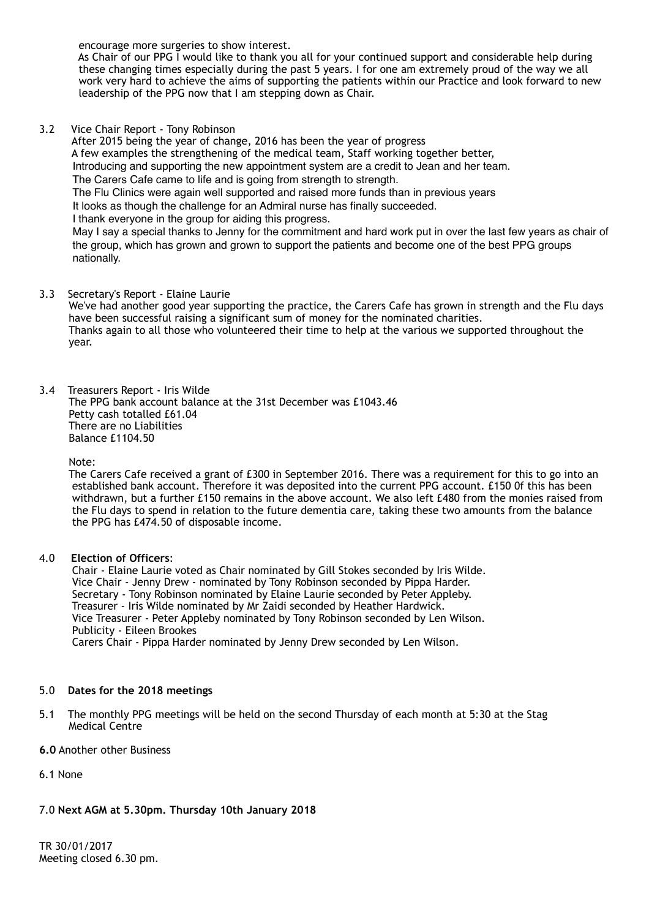encourage more surgeries to show interest.

As Chair of our PPG I would like to thank you all for your continued support and considerable help during these changing times especially during the past 5 years. I for one am extremely proud of the way we all work very hard to achieve the aims of supporting the patients within our Practice and look forward to new leadership of the PPG now that I am stepping down as Chair.

3.2 Vice Chair Report - Tony Robinson

After 2015 being the year of change, 2016 has been the year of progress

A few examples the strengthening of the medical team, Staff working together better,

Introducing and supporting the new appointment system are a credit to Jean and her team.

The Carers Cafe came to life and is going from strength to strength.

The Flu Clinics were again well supported and raised more funds than in previous years

It looks as though the challenge for an Admiral nurse has finally succeeded.

I thank everyone in the group for aiding this progress.

May I say a special thanks to Jenny for the commitment and hard work put in over the last few years as chair of the group, which has grown and grown to support the patients and become one of the best PPG groups nationally.

3.3 Secretary's Report - Elaine Laurie

We've had another good year supporting the practice, the Carers Cafe has grown in strength and the Flu days have been successful raising a significant sum of money for the nominated charities.

Thanks again to all those who volunteered their time to help at the various we supported throughout the year.

3.4 Treasurers Report - Iris Wilde

The PPG bank account balance at the 31st December was £1043.46

Petty cash totalled £61.04

There are no Liabilities

Balance £1104.50

Note:

The Carers Cafe received a grant of £300 in September 2016. There was a requirement for this to go into an established bank account. Therefore it was deposited into the current PPG account. £150 0f this has been withdrawn, but a further £150 remains in the above account. We also left £480 from the monies raised from the Flu days to spend in relation to the future dementia care, taking these two amounts from the balance the PPG has £474.50 of disposable income.

4.0 **Election of Officers**:

Chair - Elaine Laurie voted as Chair nominated by Gill Stokes seconded by Iris Wilde.

Vice Chair - Jenny Drew - nominated by Tony Robinson seconded by Pippa Harder.

Secretary - Tony Robinson nominated by Elaine Laurie seconded by Peter Appleby.

Treasurer - Iris Wilde nominated by Mr Zaidi seconded by Heather Hardwick.

Vice Treasurer - Peter Appleby nominated by Tony Robinson seconded by Len Wilson.

Publicity - Eileen Brookes

Carers Chair - Pippa Harder nominated by Jenny Drew seconded by Len Wilson.

5.0 **Dates for the 2018 meetings**

5.1 The monthly PPG meetings will be held on the second Thursday of each month at 5:30 at the Stag Medical Centre

**6.0** Another other Business

6.1 None

7.0 **Next AGM at 5.30pm. Thursday 10th January 2018**

TR 30/01/2017

Meeting closed 6.30 pm.